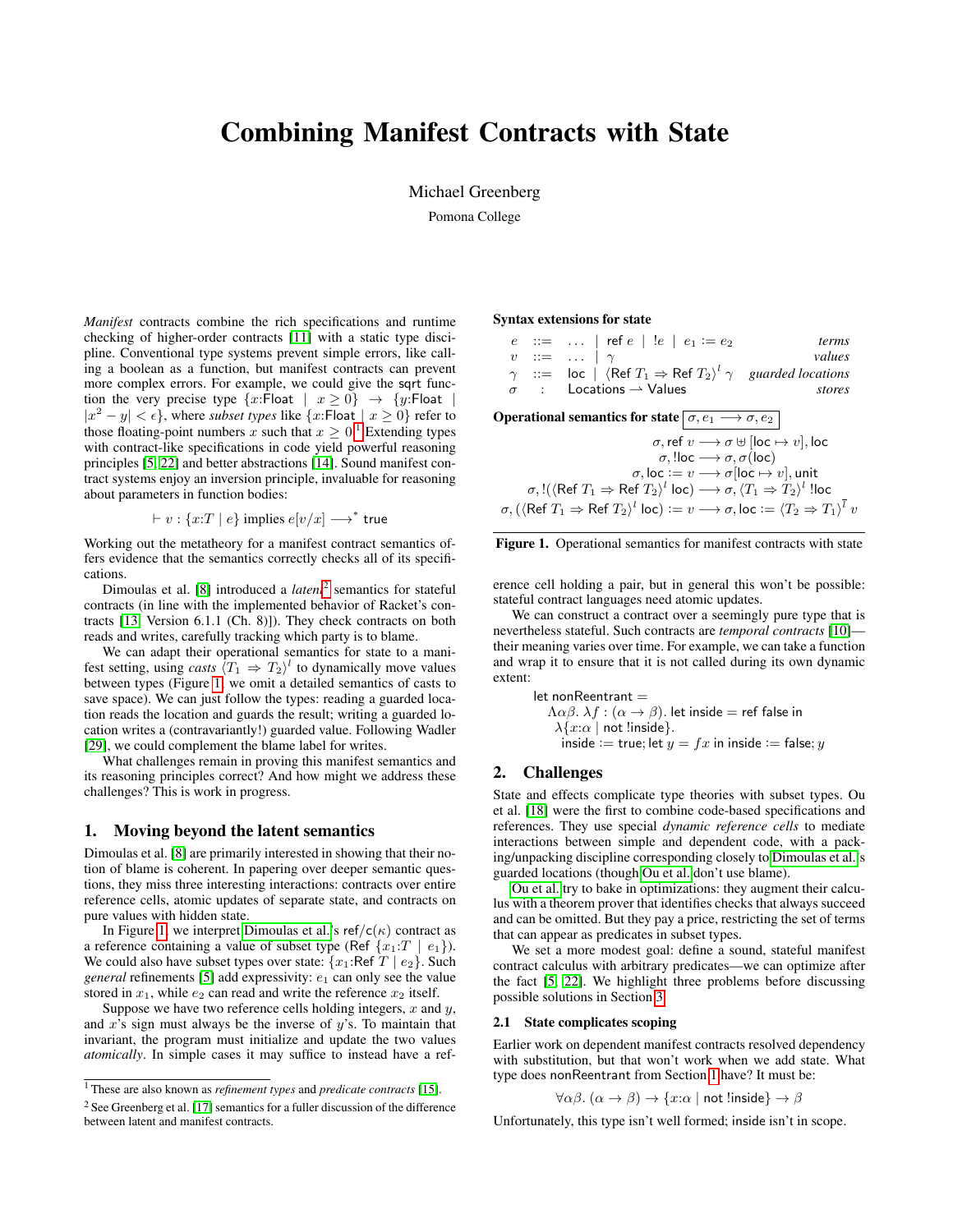# Combining Manifest Contracts with State

Michael Greenberg

Pomona College

*Manifest* contracts combine the rich specifications and runtime checking of higher-order contracts [11] with a static type discipline. Conventional type systems prevent simple errors, like calling a boolean as a function, but manifest contracts can prevent more complex errors. For example, we could give the sqrt function the very precise type $\{x{:}\mathsf{Float} \mid x \geq 0\} \rightarrow \{y{:}\mathsf{Float} \mid |x^2 - y| < \epsilon\}$, where *subset types* like $\{x{:}\mathsf{Float} \mid x \geq 0\}$ refer to those floating-point numbers $x$ such that $x \geq 0$.[1] Extending types with contract-like specifications in code yield powerful reasoning principles [5, 22] and better abstractions [14]. Sound manifest contract systems enjoy an inversion principle, invaluable for reasoning about parameters in function bodies:

$$\vdash v : \{x{:}T \mid e\} \text{ implies } e[v/x] \longrightarrow^{*} \mathsf{true}$$

Working out the metatheory for a manifest contract semantics offers evidence that the semantics correctly checks all of its specifications.

Dimoulas et al. [8] introduced a *latent*[2] semantics for stateful contracts (in line with the implemented behavior of Racket's contracts [13, Version 6.1.1 (Ch. 8)]). They check contracts on both reads and writes, carefully tracking which party is to blame.

We can adapt their operational semantics for state to a manifest setting, using *casts* $\langle T_1 \Rightarrow T_2 \rangle^l$ to dynamically move values between types (Figure 1; we omit a detailed semantics of casts to save space). We can just follow the types: reading a guarded location reads the location and guards the result; writing a guarded location writes a (contravariantly!) guarded value. Following Wadler [29], we could complement the blame label for writes.

What challenges remain in proving this manifest semantics and its reasoning principles correct? And how might we address these challenges? This is work in progress.

## 1. Moving beyond the latent semantics

Dimoulas et al. [8] are primarily interested in showing that their notion of blame is coherent. In papering over deeper semantic questions, they miss three interesting interactions: contracts over entire reference cells, atomic updates of separate state, and contracts on pure values with hidden state.

In Figure 1, we interpret Dimoulas et al.'s $\mathsf{ref/c}(\kappa)$ contract as a reference containing a value of subset type $(\mathsf{Ref}\ \{x_1{:}T \mid e_1\})$. We could also have subset types over state: $\{x_1{:}\mathsf{Ref}\ T \mid e_2\}$. Such *general* refinements [5] add expressivity: $e_1$ can only see the value stored in $x_1$, while $e_2$ can read and write the reference $x_2$ itself.

Suppose we have two reference cells holding integers, $x$ and $y$, and $x$'s sign must always be the inverse of $y$'s. To maintain that invariant, the program must initialize and update the two values *atomically*. In simple cases it may suffice to instead have a reference cell holding a pair, but in general this won't be possible: stateful contract languages need atomic updates.

We can construct a contract over a seemingly pure type that is nevertheless stateful. Such contracts are *temporal contracts* [10]—their meaning varies over time. For example, we can take a function and wrap it to ensure that it is not called during its own dynamic extent:

$$\begin{array}{l}
\mathsf{let\ nonReentrant} = \\
\quad \Lambda\alpha\beta.\ \lambda f : (\alpha \rightarrow \beta).\ \mathsf{let\ inside} = \mathsf{ref\ false\ in} \\
\quad\quad \lambda\{x{:}\alpha \mid \mathsf{not\ !inside}\}. \\
\quad\quad\quad \mathsf{inside} := \mathsf{true}; \mathsf{let}\ y = f\,x\ \mathsf{in\ inside} := \mathsf{false}; y
\end{array}$$

**Syntax extensions for state**

$$\begin{array}{llll}
e & ::= & \ldots \mid \mathsf{ref}\ e \mid\ !e \mid e_1 := e_2 & \textit{terms} \\
v & ::= & \ldots \mid \gamma & \textit{values} \\
\gamma & ::= & \mathsf{loc} \mid \langle \mathsf{Ref}\ T_1 \Rightarrow \mathsf{Ref}\ T_2 \rangle^l\ \gamma & \textit{guarded locations} \\
\sigma & : & \mathsf{Locations} \rightharpoonup \mathsf{Values} & \textit{stores}
\end{array}$$

**Operational semantics for state** $\boxed{\sigma, e_1 \longrightarrow \sigma, e_2}$

$$\begin{array}{c}
\sigma, \mathsf{ref}\ v \longrightarrow \sigma \uplus [\mathsf{loc} \mapsto v], \mathsf{loc} \\
\sigma, !\mathsf{loc} \longrightarrow \sigma, \sigma(\mathsf{loc}) \\
\sigma, \mathsf{loc} := v \longrightarrow \sigma[\mathsf{loc} \mapsto v], \mathsf{unit} \\
\sigma, !(\langle \mathsf{Ref}\ T_1 \Rightarrow \mathsf{Ref}\ T_2 \rangle^l\ \mathsf{loc}) \longrightarrow \sigma, \langle T_1 \Rightarrow T_2 \rangle^l\ !\mathsf{loc} \\
\sigma, (\langle \mathsf{Ref}\ T_1 \Rightarrow \mathsf{Ref}\ T_2 \rangle^l\ \mathsf{loc}) := v \longrightarrow \sigma, \mathsf{loc} := \langle T_2 \Rightarrow T_1 \rangle^{\overline{l}}\ v
\end{array}$$

**Figure 1.** Operational semantics for manifest contracts with state

## 2. Challenges

State and effects complicate type theories with subset types. Ou et al. [18] were the first to combine code-based specifications and references. They use special *dynamic reference cells* to mediate interactions between simple and dependent code, with a packing/unpacking discipline corresponding closely to Dimoulas et al.'s guarded locations (though Ou et al. don't use blame).

Ou et al. try to bake in optimizations: they augment their calculus with a theorem prover that identifies checks that always succeed and can be omitted. But they pay a price, restricting the set of terms that can appear as predicates in subset types.

We set a more modest goal: define a sound, stateful manifest contract calculus with arbitrary predicates—we can optimize after the fact [5, 22]. We highlight three problems before discussing possible solutions in Section 3.

### 2.1 State complicates scoping

Earlier work on dependent manifest contracts resolved dependency with substitution, but that won't work when we add state. What type does nonReentrant from Section 1 have? It must be:

$$\forall\alpha\beta.\ (\alpha \rightarrow \beta) \rightarrow \{x{:}\alpha \mid \mathsf{not\ !inside}\} \rightarrow \beta$$

Unfortunately, this type isn't well formed; inside isn't in scope.

[1] These are also known as *refinement types* and *predicate contracts* [15].

[2] See Greenberg et al. [17] semantics for a fuller discussion of the difference between latent and manifest contracts.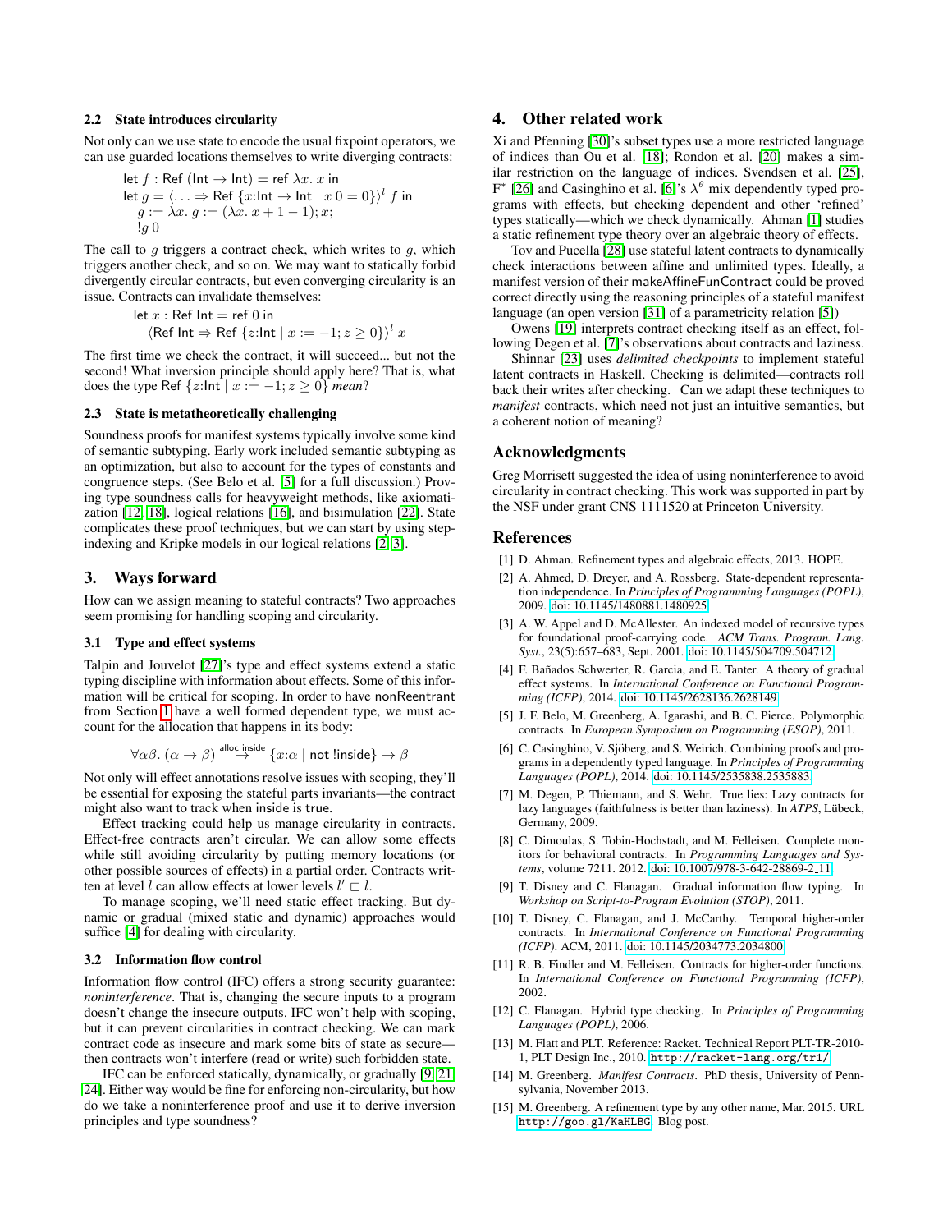### 2.2 State introduces circularity

Not only can we use state to encode the usual fixpoint operators, we can use guarded locations themselves to write diverging contracts:

$$
\begin{array}{l}
\text{let } f : \mathsf{Ref}\ (\mathsf{Int} \to \mathsf{Int}) = \mathsf{ref}\ \lambda x.\ x \text{ in} \\
\text{let } g = \langle \ldots \Rightarrow \mathsf{Ref}\ \{x{:}\mathsf{Int} \to \mathsf{Int} \mid x\ 0 = 0\}\rangle^{l}\ f \text{ in} \\
\quad g := \lambda x.\ g := (\lambda x.\ x + 1 - 1); x; \\
\quad !g\ 0
\end{array}
$$

The call to $g$ triggers a contract check, which writes to $g$, which triggers another check, and so on. We may want to statically forbid divergently circular contracts, but even converging circularity is an issue. Contracts can invalidate themselves:

$$
\begin{array}{l}
\text{let } x : \mathsf{Ref\ Int} = \mathsf{ref}\ 0 \text{ in} \\
\quad \langle \mathsf{Ref\ Int} \Rightarrow \mathsf{Ref}\ \{z{:}\mathsf{Int} \mid x := -1; z \geq 0\}\rangle^{l}\ x
\end{array}
$$

The first time we check the contract, it will succeed... but not the second! What inversion principle should apply here? That is, what does the type $\mathsf{Ref}\ \{z{:}\mathsf{Int} \mid x := -1; z \geq 0\}$ *mean*?

### 2.3 State is metatheoretically challenging

Soundness proofs for manifest systems typically involve some kind of semantic subtyping. Early work included semantic subtyping as an optimization, but also to account for the types of constants and congruence steps. (See Belo et al. [5] for a full discussion.) Proving type soundness calls for heavyweight methods, like axiomatization [12, 18], logical relations [16], and bisimulation [22]. State complicates these proof techniques, but we can start by using step-indexing and Kripke models in our logical relations [2, 3].

## 3. Ways forward

How can we assign meaning to stateful contracts? Two approaches seem promising for handling scoping and circularity.

### 3.1 Type and effect systems

Talpin and Jouvelot [27]'s type and effect systems extend a static typing discipline with information about effects. Some of this information will be critical for scoping. In order to have nonReentrant from Section 1 have a well formed dependent type, we must account for the allocation that happens in its body:

$$\forall \alpha\beta.\ (\alpha \to \beta) \overset{\mathsf{alloc\ inside}}{\longrightarrow} \{x{:}\alpha \mid \mathsf{not}\ !\mathsf{inside}\} \to \beta$$

Not only will effect annotations resolve issues with scoping, they'll be essential for exposing the stateful parts invariants—the contract might also want to track when inside is true.

Effect tracking could help us manage circularity in contracts. Effect-free contracts aren't circular. We can allow some effects while still avoiding circularity by putting memory locations (or other possible sources of effects) in a partial order. Contracts written at level $l$ can allow effects at lower levels $l' \sqsubset l$.

To manage scoping, we'll need static effect tracking. But dynamic or gradual (mixed static and dynamic) approaches would suffice [4] for dealing with circularity.

### 3.2 Information flow control

Information flow control (IFC) offers a strong security guarantee: *noninterference*. That is, changing the secure inputs to a program doesn't change the insecure outputs. IFC won't help with scoping, but it can prevent circularities in contract checking. We can mark contract code as insecure and mark some bits of state as secure—then contracts won't interfere (read or write) such forbidden state.

IFC can be enforced statically, dynamically, or gradually [9, 21, 24]. Either way would be fine for enforcing non-circularity, but how do we take a noninterference proof and use it to derive inversion principles and type soundness?

## 4. Other related work

Xi and Pfenning [30]'s subset types use a more restricted language of indices than Ou et al. [18]; Rondon et al. [20] makes a similar restriction on the language of indices. Svendsen et al. [25], F* [26] and Casinghino et al. [6]'s $\lambda^{\theta}$ mix dependently typed programs with effects, but checking dependent and other 'refined' types statically—which we check dynamically. Ahman [1] studies a static refinement type theory over an algebraic theory of effects.

Tov and Pucella [28] use stateful latent contracts to dynamically check interactions between affine and unlimited types. Ideally, a manifest version of their makeAffineFunContract could be proved correct directly using the reasoning principles of a stateful manifest language (an open version [31] of a parametricity relation [5])

Owens [19] interprets contract checking itself as an effect, following Degen et al. [7]'s observations about contracts and laziness.

Shinnar [23] uses *delimited checkpoints* to implement stateful latent contracts in Haskell. Checking is delimited—contracts roll back their writes after checking. Can we adapt these techniques to *manifest* contracts, which need not just an intuitive semantics, but a coherent notion of meaning?

## Acknowledgments

Greg Morrisett suggested the idea of using noninterference to avoid circularity in contract checking. This work was supported in part by the NSF under grant CNS 1111520 at Princeton University.

## References

[1] D. Ahman. Refinement types and algebraic effects, 2013. HOPE.

[2] A. Ahmed, D. Dreyer, and A. Rossberg. State-dependent representation independence. In *Principles of Programming Languages (POPL)*, 2009. doi: 10.1145/1480881.1480925.

[3] A. W. Appel and D. McAllester. An indexed model of recursive types for foundational proof-carrying code. *ACM Trans. Program. Lang. Syst.*, 23(5):657–683, Sept. 2001. doi: 10.1145/504709.504712.

[4] F. Bañados Schwerter, R. Garcia, and E. Tanter. A theory of gradual effect systems. In *International Conference on Functional Programming (ICFP)*, 2014. doi: 10.1145/2628136.2628149.

[5] J. F. Belo, M. Greenberg, A. Igarashi, and B. C. Pierce. Polymorphic contracts. In *European Symposium on Programming (ESOP)*, 2011.

[6] C. Casinghino, V. Sjöberg, and S. Weirich. Combining proofs and programs in a dependently typed language. In *Principles of Programming Languages (POPL)*, 2014. doi: 10.1145/2535838.2535883.

[7] M. Degen, P. Thiemann, and S. Wehr. True lies: Lazy contracts for lazy languages (faithfulness is better than laziness). In *ATPS*, Lübeck, Germany, 2009.

[8] C. Dimoulas, S. Tobin-Hochstadt, and M. Felleisen. Complete monitors for behavioral contracts. In *Programming Languages and Systems*, volume 7211. 2012. doi: 10.1007/978-3-642-28869-2_11.

[9] T. Disney and C. Flanagan. Gradual information flow typing. In *Workshop on Script-to-Program Evolution (STOP)*, 2011.

[10] T. Disney, C. Flanagan, and J. McCarthy. Temporal higher-order contracts. In *International Conference on Functional Programming (ICFP)*. ACM, 2011. doi: 10.1145/2034773.2034800.

[11] R. B. Findler and M. Felleisen. Contracts for higher-order functions. In *International Conference on Functional Programming (ICFP)*, 2002.

[12] C. Flanagan. Hybrid type checking. In *Principles of Programming Languages (POPL)*, 2006.

[13] M. Flatt and PLT. Reference: Racket. Technical Report PLT-TR-2010-1, PLT Design Inc., 2010. http://racket-lang.org/tr1/.

[14] M. Greenberg. *Manifest Contracts*. PhD thesis, University of Pennsylvania, November 2013.

[15] M. Greenberg. A refinement type by any other name, Mar. 2015. URL http://goo.gl/KaHLBG. Blog post.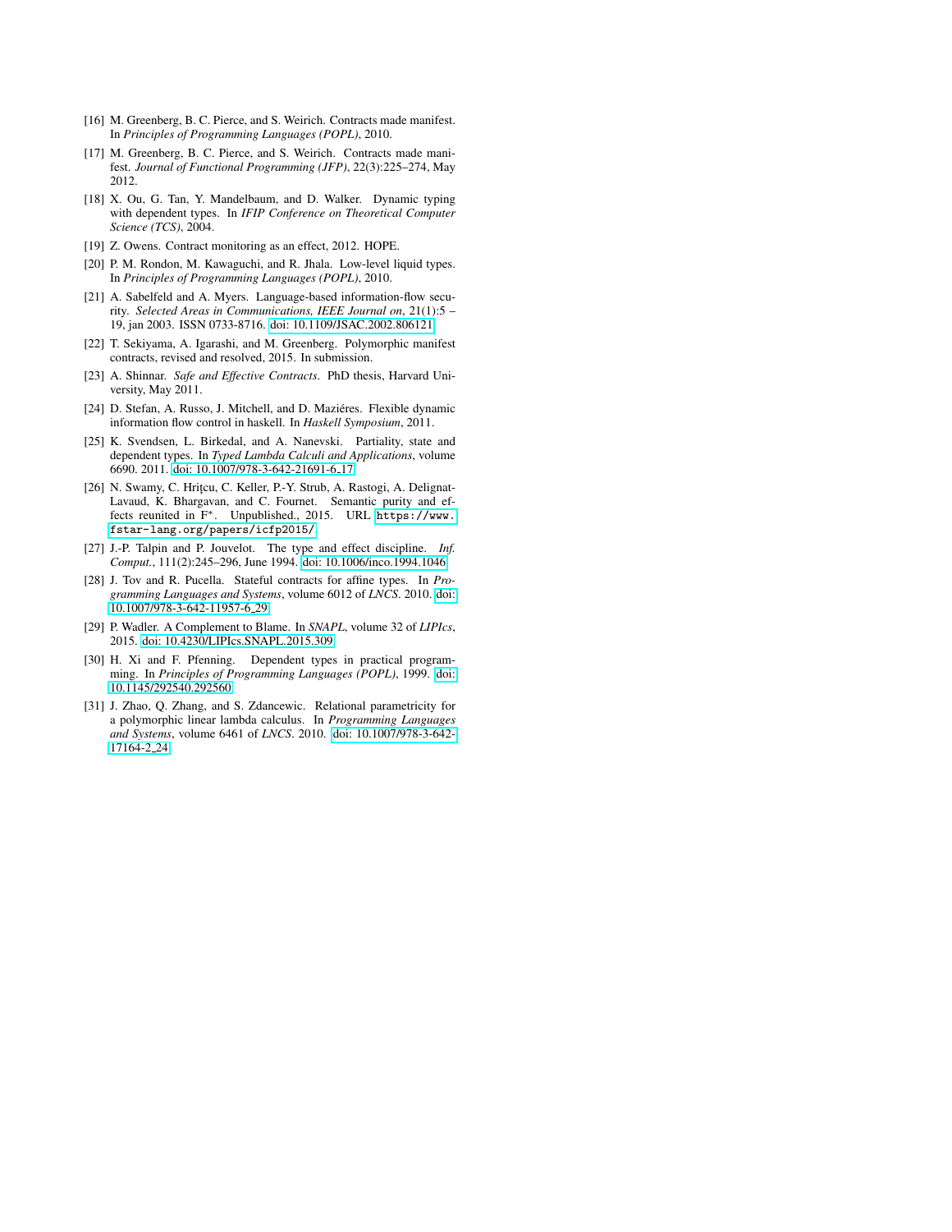[16] M. Greenberg, B. C. Pierce, and S. Weirich. Contracts made manifest. In *Principles of Programming Languages (POPL)*, 2010.

[17] M. Greenberg, B. C. Pierce, and S. Weirich. Contracts made manifest. *Journal of Functional Programming (JFP)*, 22(3):225–274, May 2012.

[18] X. Ou, G. Tan, Y. Mandelbaum, and D. Walker. Dynamic typing with dependent types. In *IFIP Conference on Theoretical Computer Science (TCS)*, 2004.

[19] Z. Owens. Contract monitoring as an effect, 2012. HOPE.

[20] P. M. Rondon, M. Kawaguchi, and R. Jhala. Low-level liquid types. In *Principles of Programming Languages (POPL)*, 2010.

[21] A. Sabelfeld and A. Myers. Language-based information-flow security. *Selected Areas in Communications, IEEE Journal on*, 21(1):5 – 19, jan 2003. ISSN 0733-8716. doi: 10.1109/JSAC.2002.806121.

[22] T. Sekiyama, A. Igarashi, and M. Greenberg. Polymorphic manifest contracts, revised and resolved, 2015. In submission.

[23] A. Shinnar. *Safe and Effective Contracts*. PhD thesis, Harvard University, May 2011.

[24] D. Stefan, A. Russo, J. Mitchell, and D. Maziéres. Flexible dynamic information flow control in haskell. In *Haskell Symposium*, 2011.

[25] K. Svendsen, L. Birkedal, and A. Nanevski. Partiality, state and dependent types. In *Typed Lambda Calculi and Applications*, volume 6690. 2011. doi: 10.1007/978-3-642-21691-6_17.

[26] N. Swamy, C. Hriţcu, C. Keller, P.-Y. Strub, A. Rastogi, A. Delignat-Lavaud, K. Bhargavan, and C. Fournet. Semantic purity and effects reunited in F*. Unpublished., 2015. URL https://www.fstar-lang.org/papers/icfp2015/.

[27] J.-P. Talpin and P. Jouvelot. The type and effect discipline. *Inf. Comput.*, 111(2):245–296, June 1994. doi: 10.1006/inco.1994.1046.

[28] J. Tov and R. Pucella. Stateful contracts for affine types. In *Programming Languages and Systems*, volume 6012 of *LNCS*. 2010. doi: 10.1007/978-3-642-11957-6_29.

[29] P. Wadler. A Complement to Blame. In *SNAPL*, volume 32 of *LIPIcs*, 2015. doi: 10.4230/LIPIcs.SNAPL.2015.309.

[30] H. Xi and F. Pfenning. Dependent types in practical programming. In *Principles of Programming Languages (POPL)*, 1999. doi: 10.1145/292540.292560.

[31] J. Zhao, Q. Zhang, and S. Zdancewic. Relational parametricity for a polymorphic linear lambda calculus. In *Programming Languages and Systems*, volume 6461 of *LNCS*. 2010. doi: 10.1007/978-3-642-17164-2_24.